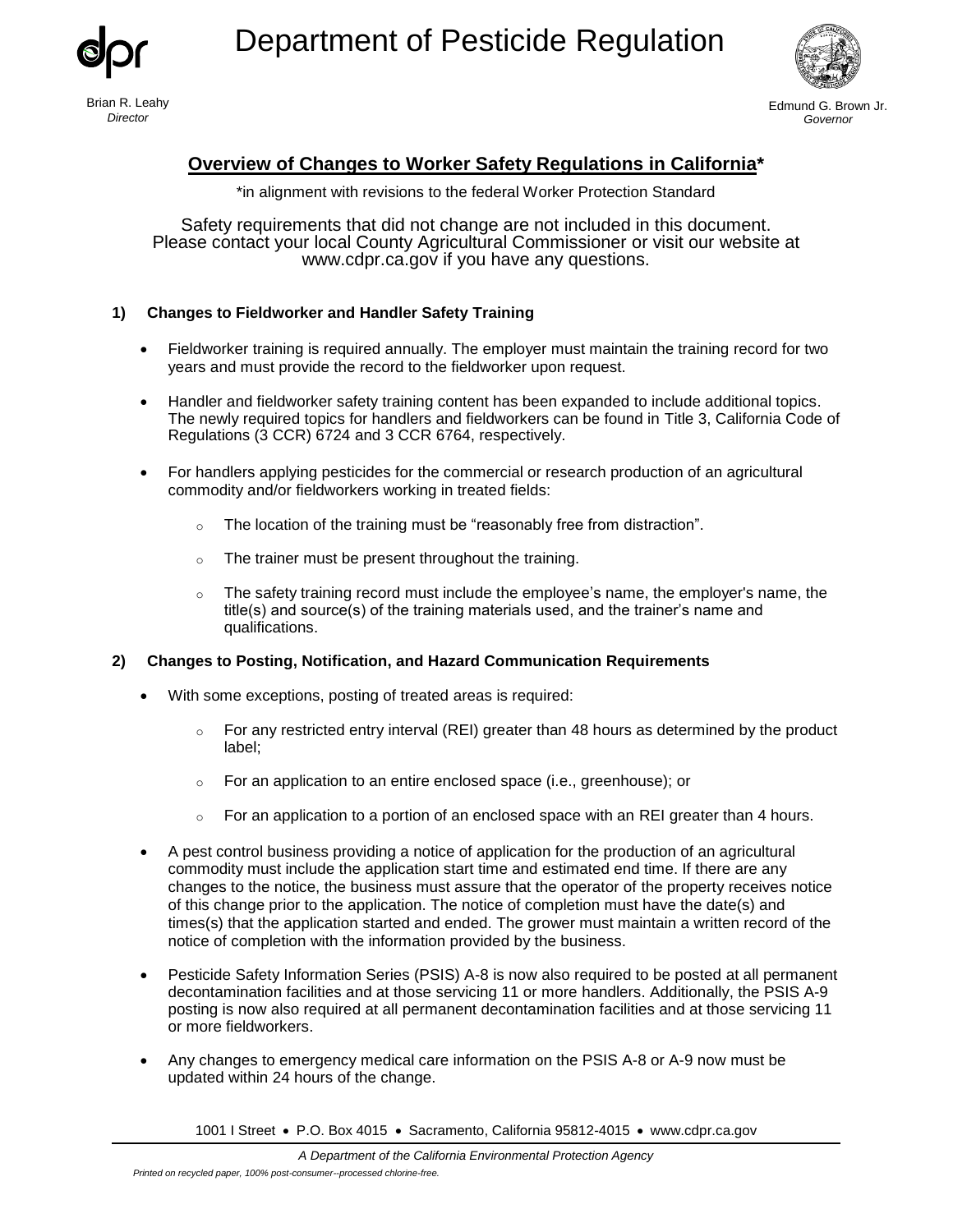# Department of Pesticide Regulation

Brian R. Leahy
*Director*

Edmund G. Brown Jr.
*Governor*

## Overview of Changes to Worker Safety Regulations in California*

*in alignment with revisions to the federal Worker Protection Standard

Safety requirements that did not change are not included in this document. Please contact your local County Agricultural Commissioner or visit our website at www.cdpr.ca.gov if you have any questions.

### 1) Changes to Fieldworker and Handler Safety Training

- Fieldworker training is required annually. The employer must maintain the training record for two years and must provide the record to the fieldworker upon request.
- Handler and fieldworker safety training content has been expanded to include additional topics. The newly required topics for handlers and fieldworkers can be found in Title 3, California Code of Regulations (3 CCR) 6724 and 3 CCR 6764, respectively.
- For handlers applying pesticides for the commercial or research production of an agricultural commodity and/or fieldworkers working in treated fields:
  - The location of the training must be "reasonably free from distraction".
  - The trainer must be present throughout the training.
  - The safety training record must include the employee's name, the employer's name, the title(s) and source(s) of the training materials used, and the trainer's name and qualifications.

### 2) Changes to Posting, Notification, and Hazard Communication Requirements

- With some exceptions, posting of treated areas is required:
  - For any restricted entry interval (REI) greater than 48 hours as determined by the product label;
  - For an application to an entire enclosed space (i.e., greenhouse); or
  - For an application to a portion of an enclosed space with an REI greater than 4 hours.
- A pest control business providing a notice of application for the production of an agricultural commodity must include the application start time and estimated end time. If there are any changes to the notice, the business must assure that the operator of the property receives notice of this change prior to the application. The notice of completion must have the date(s) and times(s) that the application started and ended. The grower must maintain a written record of the notice of completion with the information provided by the business.
- Pesticide Safety Information Series (PSIS) A-8 is now also required to be posted at all permanent decontamination facilities and at those servicing 11 or more handlers. Additionally, the PSIS A-9 posting is now also required at all permanent decontamination facilities and at those servicing 11 or more fieldworkers.
- Any changes to emergency medical care information on the PSIS A-8 or A-9 now must be updated within 24 hours of the change.

1001 I Street • P.O. Box 4015 • Sacramento, California 95812-4015 • www.cdpr.ca.gov

*A Department of the California Environmental Protection Agency*

*Printed on recycled paper, 100% post-consumer--processed chlorine-free.*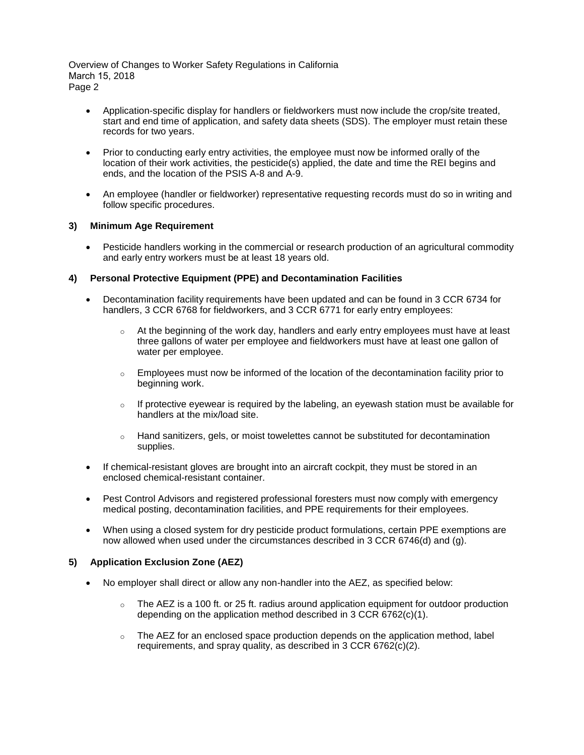- Application-specific display for handlers or fieldworkers must now include the crop/site treated, start and end time of application, and safety data sheets (SDS). The employer must retain these records for two years.

- Prior to conducting early entry activities, the employee must now be informed orally of the location of their work activities, the pesticide(s) applied, the date and time the REI begins and ends, and the location of the PSIS A-8 and A-9.

- An employee (handler or fieldworker) representative requesting records must do so in writing and follow specific procedures.

### 3) Minimum Age Requirement

- Pesticide handlers working in the commercial or research production of an agricultural commodity and early entry workers must be at least 18 years old.

### 4) Personal Protective Equipment (PPE) and Decontamination Facilities

- Decontamination facility requirements have been updated and can be found in 3 CCR 6734 for handlers, 3 CCR 6768 for fieldworkers, and 3 CCR 6771 for early entry employees:
  - At the beginning of the work day, handlers and early entry employees must have at least three gallons of water per employee and fieldworkers must have at least one gallon of water per employee.
  - Employees must now be informed of the location of the decontamination facility prior to beginning work.
  - If protective eyewear is required by the labeling, an eyewash station must be available for handlers at the mix/load site.
  - Hand sanitizers, gels, or moist towelettes cannot be substituted for decontamination supplies.

- If chemical-resistant gloves are brought into an aircraft cockpit, they must be stored in an enclosed chemical-resistant container.

- Pest Control Advisors and registered professional foresters must now comply with emergency medical posting, decontamination facilities, and PPE requirements for their employees.

- When using a closed system for dry pesticide product formulations, certain PPE exemptions are now allowed when used under the circumstances described in 3 CCR 6746(d) and (g).

### 5) Application Exclusion Zone (AEZ)

- No employer shall direct or allow any non-handler into the AEZ, as specified below:
  - The AEZ is a 100 ft. or 25 ft. radius around application equipment for outdoor production depending on the application method described in 3 CCR 6762(c)(1).
  - The AEZ for an enclosed space production depends on the application method, label requirements, and spray quality, as described in 3 CCR 6762(c)(2).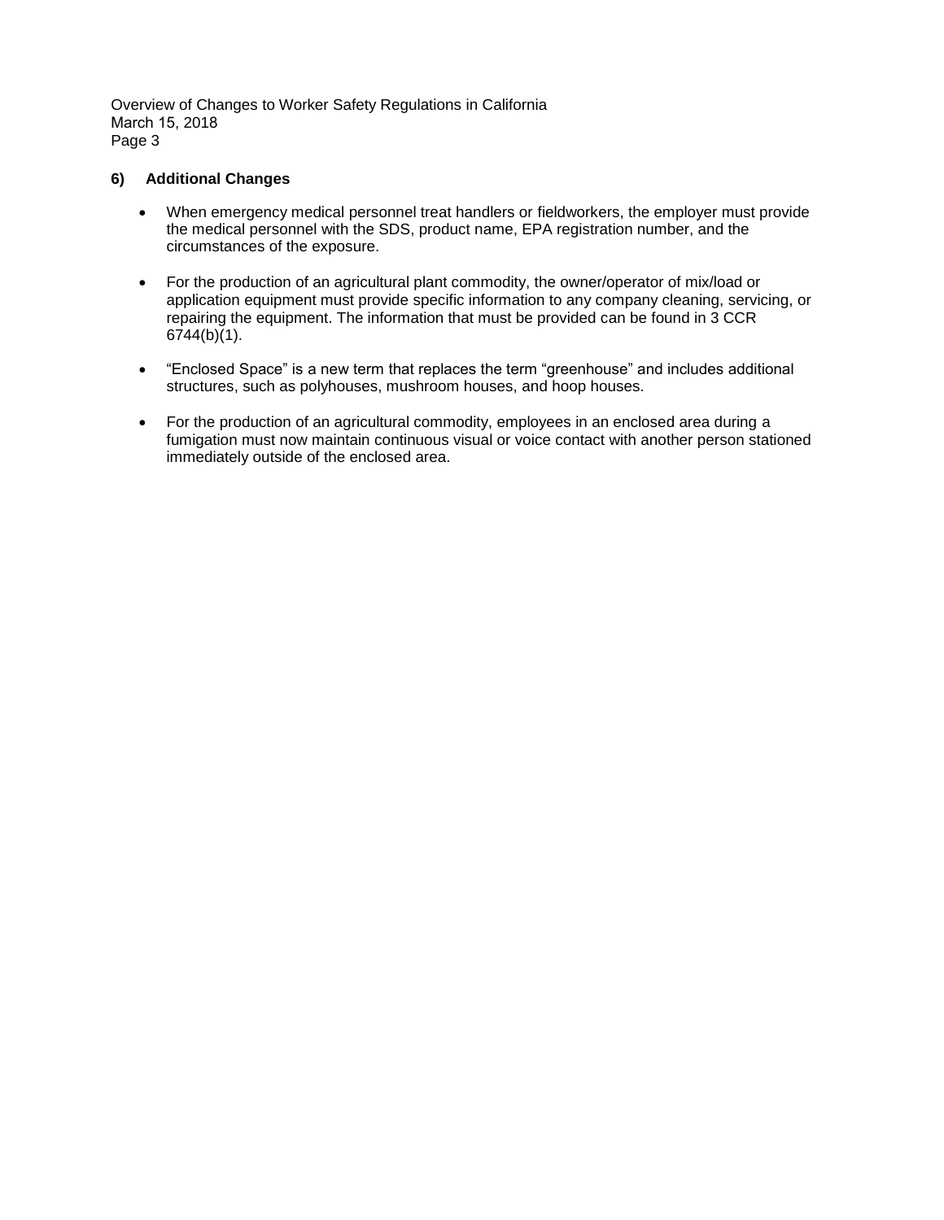## 6) Additional Changes

- When emergency medical personnel treat handlers or fieldworkers, the employer must provide the medical personnel with the SDS, product name, EPA registration number, and the circumstances of the exposure.

- For the production of an agricultural plant commodity, the owner/operator of mix/load or application equipment must provide specific information to any company cleaning, servicing, or repairing the equipment. The information that must be provided can be found in 3 CCR 6744(b)(1).

- "Enclosed Space" is a new term that replaces the term "greenhouse" and includes additional structures, such as polyhouses, mushroom houses, and hoop houses.

- For the production of an agricultural commodity, employees in an enclosed area during a fumigation must now maintain continuous visual or voice contact with another person stationed immediately outside of the enclosed area.